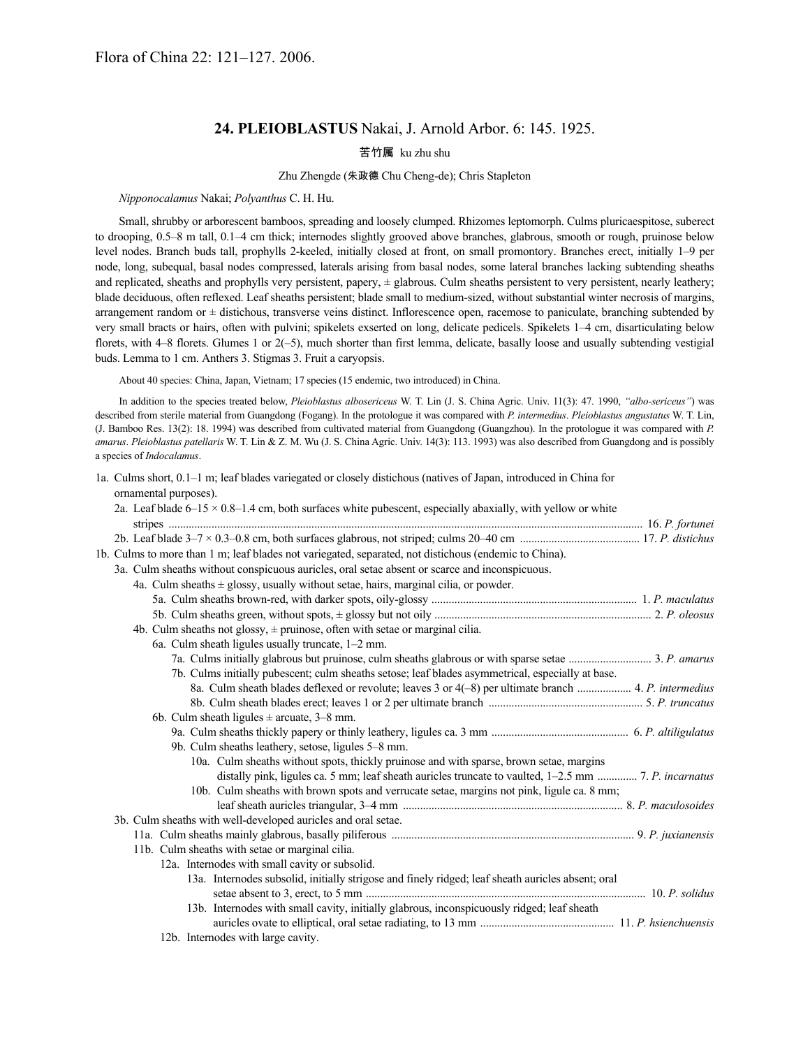Flora of China 22: 121–127. 2006.

## 24. PLEIOBLASTUS Nakai, J. Arnold Arbor. 6: 145. 1925.

苦竹属 ku zhu shu

Zhu Zhengde (朱政德 Chu Cheng-de); Chris Stapleton

*Nipponocalamus* Nakai; *Polyanthus* C. H. Hu.

Small, shrubby or arborescent bamboos, spreading and loosely clumped. Rhizomes leptomorph. Culms pluricaespitose, suberect to drooping, 0.5–8 m tall, 0.1–4 cm thick; internodes slightly grooved above branches, glabrous, smooth or rough, pruinose below level nodes. Branch buds tall, prophylls 2-keeled, initially closed at front, on small promontory. Branches erect, initially 1–9 per node, long, subequal, basal nodes compressed, laterals arising from basal nodes, some lateral branches lacking subtending sheaths and replicated, sheaths and prophylls very persistent, papery, ± glabrous. Culm sheaths persistent to very persistent, nearly leathery; blade deciduous, often reflexed. Leaf sheaths persistent; blade small to medium-sized, without substantial winter necrosis of margins, arrangement random or ± distichous, transverse veins distinct. Inflorescence open, racemose to paniculate, branching subtended by very small bracts or hairs, often with pulvini; spikelets exserted on long, delicate pedicels. Spikelets 1–4 cm, disarticulating below florets, with 4–8 florets. Glumes 1 or 2(–5), much shorter than first lemma, delicate, basally loose and usually subtending vestigial buds. Lemma to 1 cm. Anthers 3. Stigmas 3. Fruit a caryopsis.

About 40 species: China, Japan, Vietnam; 17 species (15 endemic, two introduced) in China.

In addition to the species treated below, *Pleioblastus albosericeus* W. T. Lin (J. S. China Agric. Univ. 11(3): 47. 1990, *"albo-sericeus"*) was described from sterile material from Guangdong (Fogang). In the protologue it was compared with *P. intermedius*. *Pleioblastus angustatus* W. T. Lin, (J. Bamboo Res. 13(2): 18. 1994) was described from cultivated material from Guangdong (Guangzhou). In the protologue it was compared with *P. amarus*. *Pleioblastus patellaris* W. T. Lin & Z. M. Wu (J. S. China Agric. Univ. 14(3): 113. 1993) was also described from Guangdong and is possibly a species of *Indocalamus*.

1a. Culms short, 0.1–1 m; leaf blades variegated or closely distichous (natives of Japan, introduced in China for ornamental purposes).
- 2a. Leaf blade 6–15 × 0.8–1.4 cm, both surfaces white pubescent, especially abaxially, with yellow or white stripes .......... 16. *P. fortunei*
- 2b. Leaf blade 3–7 × 0.3–0.8 cm, both surfaces glabrous, not striped; culms 20–40 cm .......... 17. *P. distichus*

1b. Culms to more than 1 m; leaf blades not variegated, separated, not distichous (endemic to China).
- 3a. Culm sheaths without conspicuous auricles, oral setae absent or scarce and inconspicuous.
  - 4a. Culm sheaths ± glossy, usually without setae, hairs, marginal cilia, or powder.
    - 5a. Culm sheaths brown-red, with darker spots, oily-glossy .......... 1. *P. maculatus*
    - 5b. Culm sheaths green, without spots, ± glossy but not oily .......... 2. *P. oleosus*
  - 4b. Culm sheaths not glossy, ± pruinose, often with setae or marginal cilia.
    - 6a. Culm sheath ligules usually truncate, 1–2 mm.
      - 7a. Culms initially glabrous but pruinose, culm sheaths glabrous or with sparse setae .......... 3. *P. amarus*
      - 7b. Culms initially pubescent; culm sheaths setose; leaf blades asymmetrical, especially at base.
        - 8a. Culm sheath blades deflexed or revolute; leaves 3 or 4(–8) per ultimate branch .......... 4. *P. intermedius*
        - 8b. Culm sheath blades erect; leaves 1 or 2 per ultimate branch .......... 5. *P. truncatus*
    - 6b. Culm sheath ligules ± arcuate, 3–8 mm.
      - 9a. Culm sheaths thickly papery or thinly leathery, ligules ca. 3 mm .......... 6. *P. altiligulatus*
      - 9b. Culm sheaths leathery, setose, ligules 5–8 mm.
        - 10a. Culm sheaths without spots, thickly pruinose and with sparse, brown setae, margins distally pink, ligules ca. 5 mm; leaf sheath auricles truncate to vaulted, 1–2.5 mm .......... 7. *P. incarnatus*
        - 10b. Culm sheaths with brown spots and verrucate setae, margins not pink, ligule ca. 8 mm; leaf sheath auricles triangular, 3–4 mm .......... 8. *P. maculosoides*
- 3b. Culm sheaths with well-developed auricles and oral setae.
  - 11a. Culm sheaths mainly glabrous, basally piliferous .......... 9. *P. juxianensis*
  - 11b. Culm sheaths with setae or marginal cilia.
    - 12a. Internodes with small cavity or subsolid.
      - 13a. Internodes subsolid, initially strigose and finely ridged; leaf sheath auricles absent; oral setae absent to 3, erect, to 5 mm .......... 10. *P. solidus*
      - 13b. Internodes with small cavity, initially glabrous, inconspicuously ridged; leaf sheath auricles ovate to elliptical, oral setae radiating, to 13 mm .......... 11. *P. hsienchuensis*
    - 12b. Internodes with large cavity.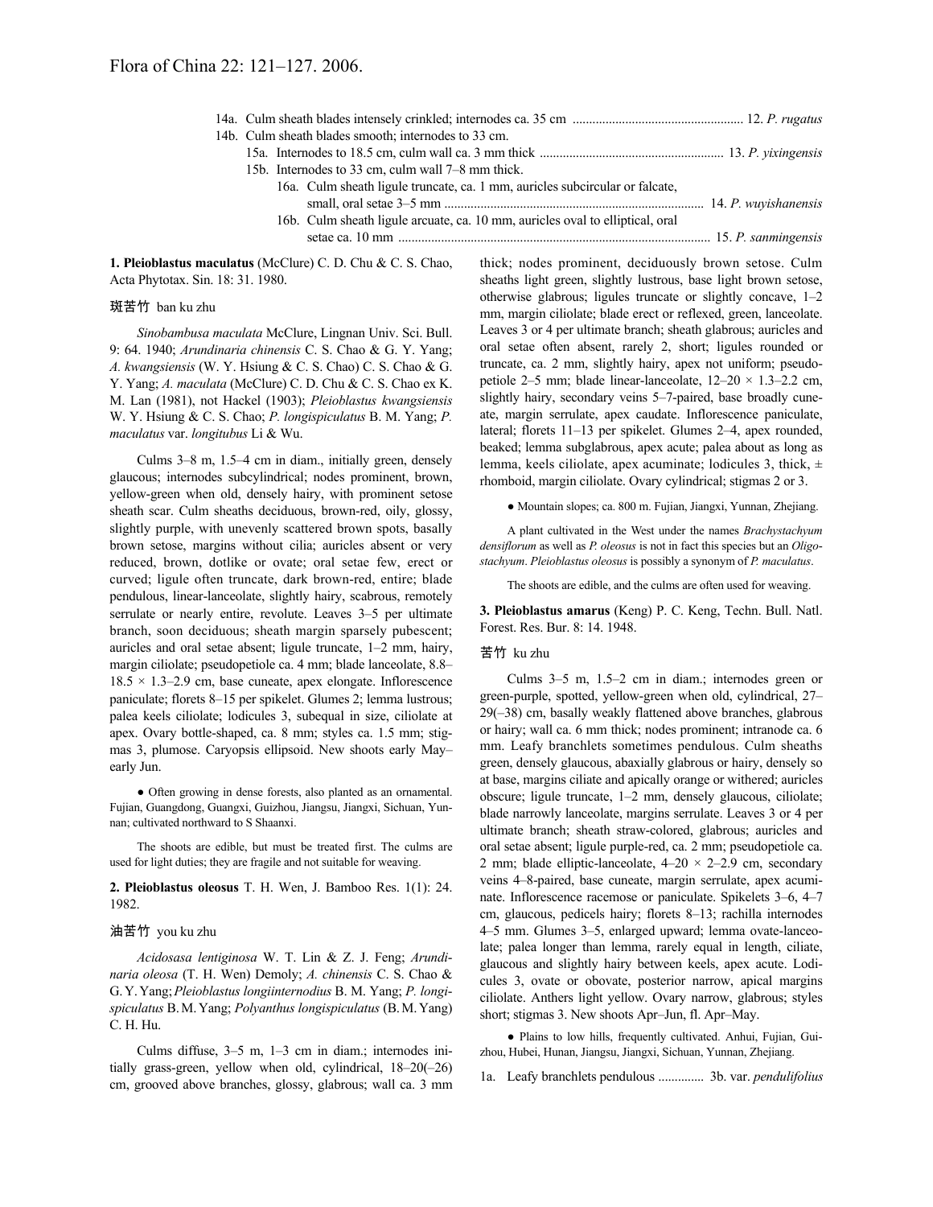14a. Culm sheath blades intensely crinkled; internodes ca. 35 cm .................................................... 12. *P. rugatus*
14b. Culm sheath blades smooth; internodes to 33 cm.
  15a. Internodes to 18.5 cm, culm wall ca. 3 mm thick ....................................................... 13. *P. yixingensis*
  15b. Internodes to 33 cm, culm wall 7–8 mm thick.
    16a. Culm sheath ligule truncate, ca. 1 mm, auricles subcircular or falcate, small, oral setae 3–5 mm ............................................................................ 14. *P. wuyishanensis*
    16b. Culm sheath ligule arcuate, ca. 10 mm, auricles oval to elliptical, oral setae ca. 10 mm ............................................................................................. 15. *P. sanmingensis*

**1. Pleioblastus maculatus** (McClure) C. D. Chu & C. S. Chao, Acta Phytotax. Sin. 18: 31. 1980.

斑苦竹 ban ku zhu

*Sinobambusa maculata* McClure, Lingnan Univ. Sci. Bull. 9: 64. 1940; *Arundinaria chinensis* C. S. Chao & G. Y. Yang; *A. kwangsiensis* (W. Y. Hsiung & C. S. Chao) C. S. Chao & G. Y. Yang; *A. maculata* (McClure) C. D. Chu & C. S. Chao ex K. M. Lan (1981), not Hackel (1903); *Pleioblastus kwangsiensis* W. Y. Hsiung & C. S. Chao; *P. longispiculatus* B. M. Yang; *P. maculatus* var. *longitubus* Li & Wu.

Culms 3–8 m, 1.5–4 cm in diam., initially green, densely glaucous; internodes subcylindrical; nodes prominent, brown, yellow-green when old, densely hairy, with prominent setose sheath scar. Culm sheaths deciduous, brown-red, oily, glossy, slightly purple, with unevenly scattered brown spots, basally brown setose, margins without cilia; auricles absent or very reduced, brown, dotlike or ovate; oral setae few, erect or curved; ligule often truncate, dark brown-red, entire; blade pendulous, linear-lanceolate, slightly hairy, scabrous, remotely serrulate or nearly entire, revolute. Leaves 3–5 per ultimate branch, soon deciduous; sheath margin sparsely pubescent; auricles and oral setae absent; ligule truncate, 1–2 mm, hairy, margin ciliolate; pseudopetiole ca. 4 mm; blade lanceolate, 8.8–18.5 × 1.3–2.9 cm, base cuneate, apex elongate. Inflorescence paniculate; florets 8–15 per spikelet. Glumes 2; lemma lustrous; palea keels ciliolate; lodicules 3, subequal in size, ciliolate at apex. Ovary bottle-shaped, ca. 8 mm; styles ca. 1.5 mm; stigmas 3, plumose. Caryopsis ellipsoid. New shoots early May–early Jun.

● Often growing in dense forests, also planted as an ornamental. Fujian, Guangdong, Guangxi, Guizhou, Jiangsu, Jiangxi, Sichuan, Yunnan; cultivated northward to S Shaanxi.

The shoots are edible, but must be treated first. The culms are used for light duties; they are fragile and not suitable for weaving.

**2. Pleioblastus oleosus** T. H. Wen, J. Bamboo Res. 1(1): 24. 1982.

油苦竹 you ku zhu

*Acidosasa lentiginosa* W. T. Lin & Z. J. Feng; *Arundinaria oleosa* (T. H. Wen) Demoly; *A. chinensis* C. S. Chao & G. Y. Yang; *Pleioblastus longiinternodius* B. M. Yang; *P. longispiculatus* B. M. Yang; *Polyanthus longispiculatus* (B. M. Yang) C. H. Hu.

Culms diffuse, 3–5 m, 1–3 cm in diam.; internodes initially grass-green, yellow when old, cylindrical, 18–20(–26) cm, grooved above branches, glossy, glabrous; wall ca. 3 mm thick; nodes prominent, deciduously brown setose. Culm sheaths light green, slightly lustrous, base light brown setose, otherwise glabrous; ligules truncate or slightly concave, 1–2 mm, margin ciliolate; blade erect or reflexed, green, lanceolate. Leaves 3 or 4 per ultimate branch; sheath glabrous; auricles and oral setae often absent, rarely 2, short; ligules rounded or truncate, ca. 2 mm, slightly hairy, apex not uniform; pseudopetiole 2–5 mm; blade linear-lanceolate, 12–20 × 1.3–2.2 cm, slightly hairy, secondary veins 5–7-paired, base broadly cuneate, margin serrulate, apex caudate. Inflorescence paniculate, lateral; florets 11–13 per spikelet. Glumes 2–4, apex rounded, beaked; lemma subglabrous, apex acute; palea about as long as lemma, keels ciliolate, apex acuminate; lodicules 3, thick, ± rhomboid, margin ciliolate. Ovary cylindrical; stigmas 2 or 3.

● Mountain slopes; ca. 800 m. Fujian, Jiangxi, Yunnan, Zhejiang.

A plant cultivated in the West under the names *Brachystachyum densiflorum* as well as *P. oleosus* is not in fact this species but an *Oligostachyum*. *Pleioblastus oleosus* is possibly a synonym of *P. maculatus*.

The shoots are edible, and the culms are often used for weaving.

**3. Pleioblastus amarus** (Keng) P. C. Keng, Techn. Bull. Natl. Forest. Res. Bur. 8: 14. 1948.

苦竹 ku zhu

Culms 3–5 m, 1.5–2 cm in diam.; internodes green or green-purple, spotted, yellow-green when old, cylindrical, 27–29(–38) cm, basally weakly flattened above branches, glabrous or hairy; wall ca. 6 mm thick; nodes prominent; intranode ca. 6 mm. Leafy branchlets sometimes pendulous. Culm sheaths green, densely glaucous, abaxially glabrous or hairy, densely so at base, margins ciliate and apically orange or withered; auricles obscure; ligule truncate, 1–2 mm, densely glaucous, ciliolate; blade narrowly lanceolate, margins serrulate. Leaves 3 or 4 per ultimate branch; sheath straw-colored, glabrous; auricles and oral setae absent; ligule purple-red, ca. 2 mm; pseudopetiole ca. 2 mm; blade elliptic-lanceolate, 4–20 × 2–2.9 cm, secondary veins 4–8-paired, base cuneate, margin serrulate, apex acuminate. Inflorescence racemose or paniculate. Spikelets 3–6, 4–7 cm, glaucous, pedicels hairy; florets 8–13; rachilla internodes 4–5 mm. Glumes 3–5, enlarged upward; lemma ovate-lanceolate; palea longer than lemma, rarely equal in length, ciliate, glaucous and slightly hairy between keels, apex acute. Lodicules 3, ovate or obovate, posterior narrow, apical margins ciliolate. Anthers light yellow. Ovary narrow, glabrous; styles short; stigmas 3. New shoots Apr–Jun, fl. Apr–May.

● Plains to low hills, frequently cultivated. Anhui, Fujian, Guizhou, Hubei, Hunan, Jiangsu, Jiangxi, Sichuan, Yunnan, Zhejiang.

1a. Leafy branchlets pendulous .............. 3b. var. *pendulifolius*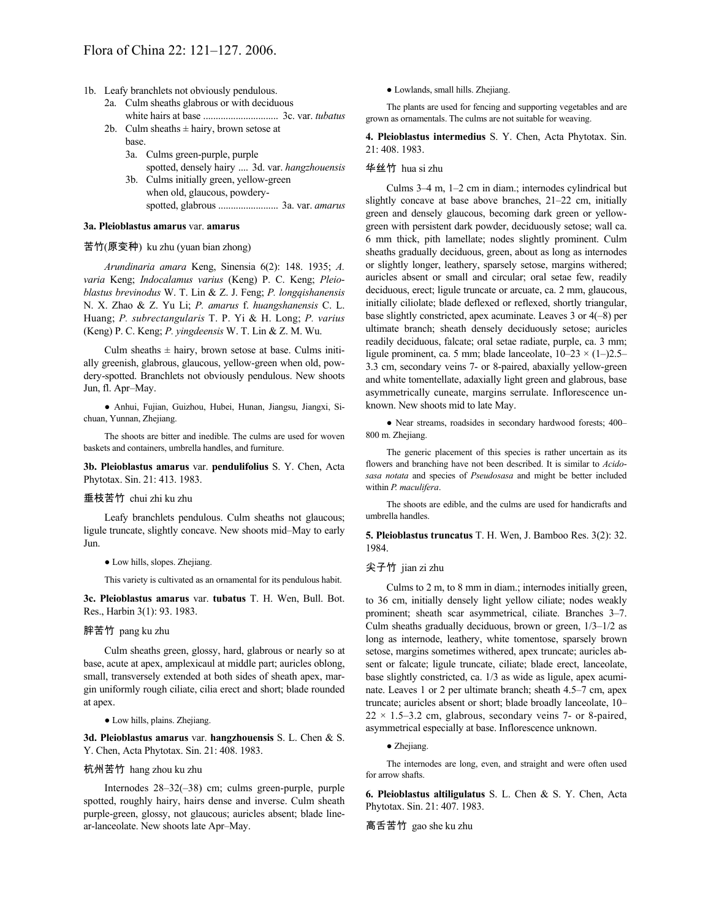1b. Leafy branchlets not obviously pendulous.
  2a. Culm sheaths glabrous or with deciduous white hairs at base ............................. 3c. var. *tubatus*
  2b. Culm sheaths ± hairy, brown setose at base.
    3a. Culms green-purple, purple spotted, densely hairy .... 3d. var. *hangzhouensis*
    3b. Culms initially green, yellow-green when old, glaucous, powdery-spotted, glabrous ....................... 3a. var. *amarus*

**3a. Pleioblastus amarus** var. **amarus**

苦竹(原变种) ku zhu (yuan bian zhong)

*Arundinaria amara* Keng, Sinensia 6(2): 148. 1935; *A. varia* Keng; *Indocalamus varius* (Keng) P. C. Keng; *Pleioblastus brevinodus* W. T. Lin & Z. J. Feng; *P. longqishanensis* N. X. Zhao & Z. Yu Li; *P. amarus* f. *huangshanensis* C. L. Huang; *P. subrectangularis* T. P. Yi & H. Long; *P. varius* (Keng) P. C. Keng; *P. yingdeensis* W. T. Lin & Z. M. Wu.

Culm sheaths ± hairy, brown setose at base. Culms initially greenish, glabrous, glaucous, yellow-green when old, powdery-spotted. Branchlets not obviously pendulous. New shoots Jun, fl. Apr–May.

● Anhui, Fujian, Guizhou, Hubei, Hunan, Jiangsu, Jiangxi, Sichuan, Yunnan, Zhejiang.

The shoots are bitter and inedible. The culms are used for woven baskets and containers, umbrella handles, and furniture.

**3b. Pleioblastus amarus** var. **pendulifolius** S. Y. Chen, Acta Phytotax. Sin. 21: 413. 1983.

垂枝苦竹 chui zhi ku zhu

Leafy branchlets pendulous. Culm sheaths not glaucous; ligule truncate, slightly concave. New shoots mid–May to early Jun.

● Low hills, slopes. Zhejiang.

This variety is cultivated as an ornamental for its pendulous habit.

**3c. Pleioblastus amarus** var. **tubatus** T. H. Wen, Bull. Bot. Res., Harbin 3(1): 93. 1983.

胖苦竹 pang ku zhu

Culm sheaths green, glossy, hard, glabrous or nearly so at base, acute at apex, amplexicaul at middle part; auricles oblong, small, transversely extended at both sides of sheath apex, margin uniformly rough ciliate, cilia erect and short; blade rounded at apex.

● Low hills, plains. Zhejiang.

**3d. Pleioblastus amarus** var. **hangzhouensis** S. L. Chen & S. Y. Chen, Acta Phytotax. Sin. 21: 408. 1983.

杭州苦竹 hang zhou ku zhu

Internodes 28–32(–38) cm; culms green-purple, purple spotted, roughly hairy, hairs dense and inverse. Culm sheath purple-green, glossy, not glaucous; auricles absent; blade linear-lanceolate. New shoots late Apr–May.

● Lowlands, small hills. Zhejiang.

The plants are used for fencing and supporting vegetables and are grown as ornamentals. The culms are not suitable for weaving.

**4. Pleioblastus intermedius** S. Y. Chen, Acta Phytotax. Sin. 21: 408. 1983.

华丝竹 hua si zhu

Culms 3–4 m, 1–2 cm in diam.; internodes cylindrical but slightly concave at base above branches, 21–22 cm, initially green and densely glaucous, becoming dark green or yellow-green with persistent dark powder, deciduously setose; wall ca. 6 mm thick, pith lamellate; nodes slightly prominent. Culm sheaths gradually deciduous, green, about as long as internodes or slightly longer, leathery, sparsely setose, margins withered; auricles absent or small and circular; oral setae few, readily deciduous, erect; ligule truncate or arcuate, ca. 2 mm, glaucous, initially ciliolate; blade deflexed or reflexed, shortly triangular, base slightly constricted, apex acuminate. Leaves 3 or 4(–8) per ultimate branch; sheath densely deciduously setose; auricles readily deciduous, falcate; oral setae radiate, purple, ca. 3 mm; ligule prominent, ca. 5 mm; blade lanceolate, 10–23 × (1–)2.5–3.3 cm, secondary veins 7- or 8-paired, abaxially yellow-green and white tomentellate, adaxially light green and glabrous, base asymmetrically cuneate, margins serrulate. Inflorescence unknown. New shoots mid to late May.

● Near streams, roadsides in secondary hardwood forests; 400–800 m. Zhejiang.

The generic placement of this species is rather uncertain as its flowers and branching have not been described. It is similar to *Acidosasa notata* and species of *Pseudosasa* and might be better included within *P. maculifera*.

The shoots are edible, and the culms are used for handicrafts and umbrella handles.

**5. Pleioblastus truncatus** T. H. Wen, J. Bamboo Res. 3(2): 32. 1984.

尖子竹 jian zi zhu

Culms to 2 m, to 8 mm in diam.; internodes initially green, to 36 cm, initially densely light yellow ciliate; nodes weakly prominent; sheath scar asymmetrical, ciliate. Branches 3–7. Culm sheaths gradually deciduous, brown or green, 1/3–1/2 as long as internode, leathery, white tomentose, sparsely brown setose, margins sometimes withered, apex truncate; auricles absent or falcate; ligule truncate, ciliate; blade erect, lanceolate, base slightly constricted, ca. 1/3 as wide as ligule, apex acuminate. Leaves 1 or 2 per ultimate branch; sheath 4.5–7 cm, apex truncate; auricles absent or short; blade broadly lanceolate, 10–22 × 1.5–3.2 cm, glabrous, secondary veins 7- or 8-paired, asymmetrical especially at base. Inflorescence unknown.

● Zhejiang.

The internodes are long, even, and straight and were often used for arrow shafts.

**6. Pleioblastus altiligulatus** S. L. Chen & S. Y. Chen, Acta Phytotax. Sin. 21: 407. 1983.

高舌苦竹 gao she ku zhu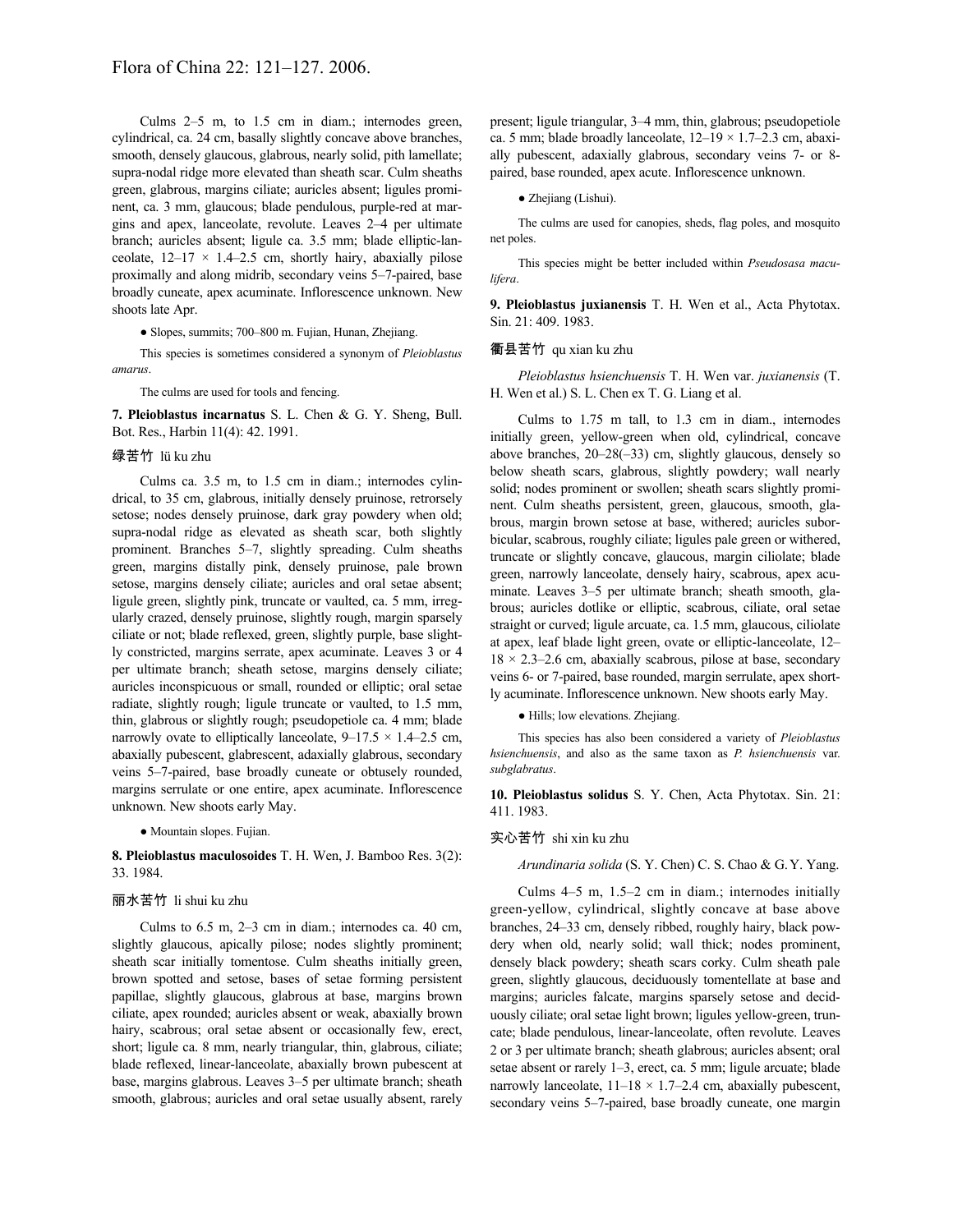Culms 2–5 m, to 1.5 cm in diam.; internodes green, cylindrical, ca. 24 cm, basally slightly concave above branches, smooth, densely glaucous, glabrous, nearly solid, pith lamellate; supra-nodal ridge more elevated than sheath scar. Culm sheaths green, glabrous, margins ciliate; auricles absent; ligules prominent, ca. 3 mm, glaucous; blade pendulous, purple-red at margins and apex, lanceolate, revolute. Leaves 2–4 per ultimate branch; auricles absent; ligule ca. 3.5 mm; blade elliptic-lanceolate, 12–17 × 1.4–2.5 cm, shortly hairy, abaxially pilose proximally and along midrib, secondary veins 5–7-paired, base broadly cuneate, apex acuminate. Inflorescence unknown. New shoots late Apr.

● Slopes, summits; 700–800 m. Fujian, Hunan, Zhejiang.

This species is sometimes considered a synonym of *Pleioblastus amarus*.

The culms are used for tools and fencing.

**7. Pleioblastus incarnatus** S. L. Chen & G. Y. Sheng, Bull. Bot. Res., Harbin 11(4): 42. 1991.

绿苦竹 lü ku zhu

Culms ca. 3.5 m, to 1.5 cm in diam.; internodes cylindrical, to 35 cm, glabrous, initially densely pruinose, retrorsely setose; nodes densely pruinose, dark gray powdery when old; supra-nodal ridge as elevated as sheath scar, both slightly prominent. Branches 5–7, slightly spreading. Culm sheaths green, margins distally pink, densely pruinose, pale brown setose, margins densely ciliate; auricles and oral setae absent; ligule green, slightly pink, truncate or vaulted, ca. 5 mm, irregularly crazed, densely pruinose, slightly rough, margin sparsely ciliate or not; blade reflexed, green, slightly purple, base slightly constricted, margins serrate, apex acuminate. Leaves 3 or 4 per ultimate branch; sheath setose, margins densely ciliate; auricles inconspicuous or small, rounded or elliptic; oral setae radiate, slightly rough; ligule truncate or vaulted, to 1.5 mm, thin, glabrous or slightly rough; pseudopetiole ca. 4 mm; blade narrowly ovate to elliptically lanceolate, 9–17.5 × 1.4–2.5 cm, abaxially pubescent, glabrescent, adaxially glabrous, secondary veins 5–7-paired, base broadly cuneate or obtusely rounded, margins serrulate or one entire, apex acuminate. Inflorescence unknown. New shoots early May.

● Mountain slopes. Fujian.

**8. Pleioblastus maculosoides** T. H. Wen, J. Bamboo Res. 3(2): 33. 1984.

丽水苦竹 li shui ku zhu

Culms to 6.5 m, 2–3 cm in diam.; internodes ca. 40 cm, slightly glaucous, apically pilose; nodes slightly prominent; sheath scar initially tomentose. Culm sheaths initially green, brown spotted and setose, bases of setae forming persistent papillae, slightly glaucous, glabrous at base, margins brown ciliate, apex rounded; auricles absent or weak, abaxially brown hairy, scabrous; oral setae absent or occasionally few, erect, short; ligule ca. 8 mm, nearly triangular, thin, glabrous, ciliate; blade reflexed, linear-lanceolate, abaxially brown pubescent at base, margins glabrous. Leaves 3–5 per ultimate branch; sheath smooth, glabrous; auricles and oral setae usually absent, rarely present; ligule triangular, 3–4 mm, thin, glabrous; pseudopetiole ca. 5 mm; blade broadly lanceolate, 12–19 × 1.7–2.3 cm, abaxially pubescent, adaxially glabrous, secondary veins 7- or 8-paired, base rounded, apex acute. Inflorescence unknown.

● Zhejiang (Lishui).

The culms are used for canopies, sheds, flag poles, and mosquito net poles.

This species might be better included within *Pseudosasa maculifera*.

**9. Pleioblastus juxianensis** T. H. Wen et al., Acta Phytotax. Sin. 21: 409. 1983.

衢县苦竹 qu xian ku zhu

*Pleioblastus hsienchuensis* T. H. Wen var. *juxianensis* (T. H. Wen et al.) S. L. Chen ex T. G. Liang et al.

Culms to 1.75 m tall, to 1.3 cm in diam., internodes initially green, yellow-green when old, cylindrical, concave above branches, 20–28(–33) cm, slightly glaucous, densely so below sheath scars, glabrous, slightly powdery; wall nearly solid; nodes prominent or swollen; sheath scars slightly prominent. Culm sheaths persistent, green, glaucous, smooth, glabrous, margin brown setose at base, withered; auricles suborbicular, scabrous, roughly ciliate; ligules pale green or withered, truncate or slightly concave, glaucous, margin ciliolate; blade green, narrowly lanceolate, densely hairy, scabrous, apex acuminate. Leaves 3–5 per ultimate branch; sheath smooth, glabrous; auricles dotlike or elliptic, scabrous, ciliate, oral setae straight or curved; ligule arcuate, ca. 1.5 mm, glaucous, ciliolate at apex, leaf blade light green, ovate or elliptic-lanceolate, 12–18 × 2.3–2.6 cm, abaxially scabrous, pilose at base, secondary veins 6- or 7-paired, base rounded, margin serrulate, apex shortly acuminate. Inflorescence unknown. New shoots early May.

● Hills; low elevations. Zhejiang.

This species has also been considered a variety of *Pleioblastus hsienchuensis*, and also as the same taxon as *P. hsienchuensis* var. *subglabratus*.

**10. Pleioblastus solidus** S. Y. Chen, Acta Phytotax. Sin. 21: 411. 1983.

实心苦竹 shi xin ku zhu

*Arundinaria solida* (S. Y. Chen) C. S. Chao & G. Y. Yang.

Culms 4–5 m, 1.5–2 cm in diam.; internodes initially green-yellow, cylindrical, slightly concave at base above branches, 24–33 cm, densely ribbed, roughly hairy, black powdery when old, nearly solid; wall thick; nodes prominent, densely black powdery; sheath scars corky. Culm sheath pale green, slightly glaucous, deciduously tomentellate at base and margins; auricles falcate, margins sparsely setose and deciduously ciliate; oral setae light brown; ligules yellow-green, truncate; blade pendulous, linear-lanceolate, often revolute. Leaves 2 or 3 per ultimate branch; sheath glabrous; auricles absent; oral setae absent or rarely 1–3, erect, ca. 5 mm; ligule arcuate; blade narrowly lanceolate, 11–18 × 1.7–2.4 cm, abaxially pubescent, secondary veins 5–7-paired, base broadly cuneate, one margin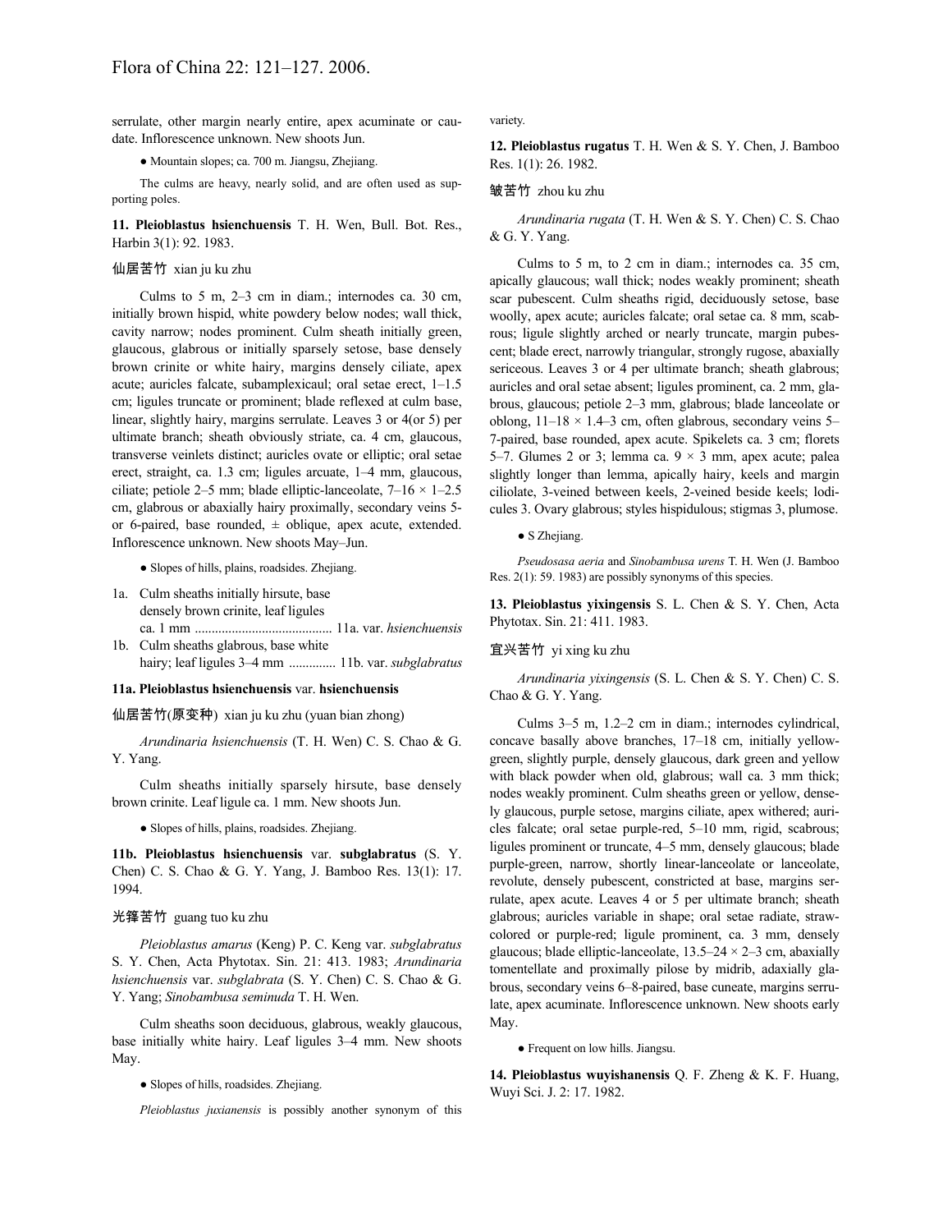serrulate, other margin nearly entire, apex acuminate or caudate. Inflorescence unknown. New shoots Jun.

● Mountain slopes; ca. 700 m. Jiangsu, Zhejiang.

The culms are heavy, nearly solid, and are often used as supporting poles.

**11. Pleioblastus hsienchuensis** T. H. Wen, Bull. Bot. Res., Harbin 3(1): 92. 1983.

仙居苦竹 xian ju ku zhu

Culms to 5 m, 2–3 cm in diam.; internodes ca. 30 cm, initially brown hispid, white powdery below nodes; wall thick, cavity narrow; nodes prominent. Culm sheath initially green, glaucous, glabrous or initially sparsely setose, base densely brown crinite or white hairy, margins densely ciliate, apex acute; auricles falcate, subamplexicaul; oral setae erect, 1–1.5 cm; ligules truncate or prominent; blade reflexed at culm base, linear, slightly hairy, margins serrulate. Leaves 3 or 4(or 5) per ultimate branch; sheath obviously striate, ca. 4 cm, glaucous, transverse veinlets distinct; auricles ovate or elliptic; oral setae erect, straight, ca. 1.3 cm; ligules arcuate, 1–4 mm, glaucous, ciliate; petiole 2–5 mm; blade elliptic-lanceolate, 7–16 × 1–2.5 cm, glabrous or abaxially hairy proximally, secondary veins 5- or 6-paired, base rounded, ± oblique, apex acute, extended. Inflorescence unknown. New shoots May–Jun.

● Slopes of hills, plains, roadsides. Zhejiang.

1a. Culm sheaths initially hirsute, base densely brown crinite, leaf ligules ca. 1 mm ........................................ 11a. var. *hsienchuensis*
1b. Culm sheaths glabrous, base white hairy; leaf ligules 3–4 mm .............. 11b. var. *subglabratus*

**11a. Pleioblastus hsienchuensis** var. **hsienchuensis**

仙居苦竹(原变种) xian ju ku zhu (yuan bian zhong)

*Arundinaria hsienchuensis* (T. H. Wen) C. S. Chao & G. Y. Yang.

Culm sheaths initially sparsely hirsute, base densely brown crinite. Leaf ligule ca. 1 mm. New shoots Jun.

● Slopes of hills, plains, roadsides. Zhejiang.

**11b. Pleioblastus hsienchuensis** var. **subglabratus** (S. Y. Chen) C. S. Chao & G. Y. Yang, J. Bamboo Res. 13(1): 17. 1994.

光箨苦竹 guang tuo ku zhu

*Pleioblastus amarus* (Keng) P. C. Keng var. *subglabratus* S. Y. Chen, Acta Phytotax. Sin. 21: 413. 1983; *Arundinaria hsienchuensis* var. *subglabrata* (S. Y. Chen) C. S. Chao & G. Y. Yang; *Sinobambusa seminuda* T. H. Wen.

Culm sheaths soon deciduous, glabrous, weakly glaucous, base initially white hairy. Leaf ligules 3–4 mm. New shoots May.

● Slopes of hills, roadsides. Zhejiang.

*Pleioblastus juxianensis* is possibly another synonym of this variety.

**12. Pleioblastus rugatus** T. H. Wen & S. Y. Chen, J. Bamboo Res. 1(1): 26. 1982.

皱苦竹 zhou ku zhu

*Arundinaria rugata* (T. H. Wen & S. Y. Chen) C. S. Chao & G. Y. Yang.

Culms to 5 m, to 2 cm in diam.; internodes ca. 35 cm, apically glaucous; wall thick; nodes weakly prominent; sheath scar pubescent. Culm sheaths rigid, deciduously setose, base woolly, apex acute; auricles falcate; oral setae ca. 8 mm, scabrous; ligule slightly arched or nearly truncate, margin pubescent; blade erect, narrowly triangular, strongly rugose, abaxially sericeous. Leaves 3 or 4 per ultimate branch; sheath glabrous; auricles and oral setae absent; ligules prominent, ca. 2 mm, glabrous, glaucous; petiole 2–3 mm, glabrous; blade lanceolate or oblong, 11–18 × 1.4–3 cm, often glabrous, secondary veins 5–7-paired, base rounded, apex acute. Spikelets ca. 3 cm; florets 5–7. Glumes 2 or 3; lemma ca. 9 × 3 mm, apex acute; palea slightly longer than lemma, apically hairy, keels and margin ciliolate, 3-veined between keels, 2-veined beside keels; lodicules 3. Ovary glabrous; styles hispidulous; stigmas 3, plumose.

● S Zhejiang.

*Pseudosasa aeria* and *Sinobambusa urens* T. H. Wen (J. Bamboo Res. 2(1): 59. 1983) are possibly synonyms of this species.

**13. Pleioblastus yixingensis** S. L. Chen & S. Y. Chen, Acta Phytotax. Sin. 21: 411. 1983.

宜兴苦竹 yi xing ku zhu

*Arundinaria yixingensis* (S. L. Chen & S. Y. Chen) C. S. Chao & G. Y. Yang.

Culms 3–5 m, 1.2–2 cm in diam.; internodes cylindrical, concave basally above branches, 17–18 cm, initially yellow-green, slightly purple, densely glaucous, dark green and yellow with black powder when old, glabrous; wall ca. 3 mm thick; nodes weakly prominent. Culm sheaths green or yellow, densely glaucous, purple setose, margins ciliate, apex withered; auricles falcate; oral setae purple-red, 5–10 mm, rigid, scabrous; ligules prominent or truncate, 4–5 mm, densely glaucous; blade purple-green, narrow, shortly linear-lanceolate or lanceolate, revolute, densely pubescent, constricted at base, margins serrulate, apex acute. Leaves 4 or 5 per ultimate branch; sheath glabrous; auricles variable in shape; oral setae radiate, straw-colored or purple-red; ligule prominent, ca. 3 mm, densely glaucous; blade elliptic-lanceolate, 13.5–24 × 2–3 cm, abaxially tomentellate and proximally pilose by midrib, adaxially glabrous, secondary veins 6–8-paired, base cuneate, margins serrulate, apex acuminate. Inflorescence unknown. New shoots early May.

● Frequent on low hills. Jiangsu.

**14. Pleioblastus wuyishanensis** Q. F. Zheng & K. F. Huang, Wuyi Sci. J. 2: 17. 1982.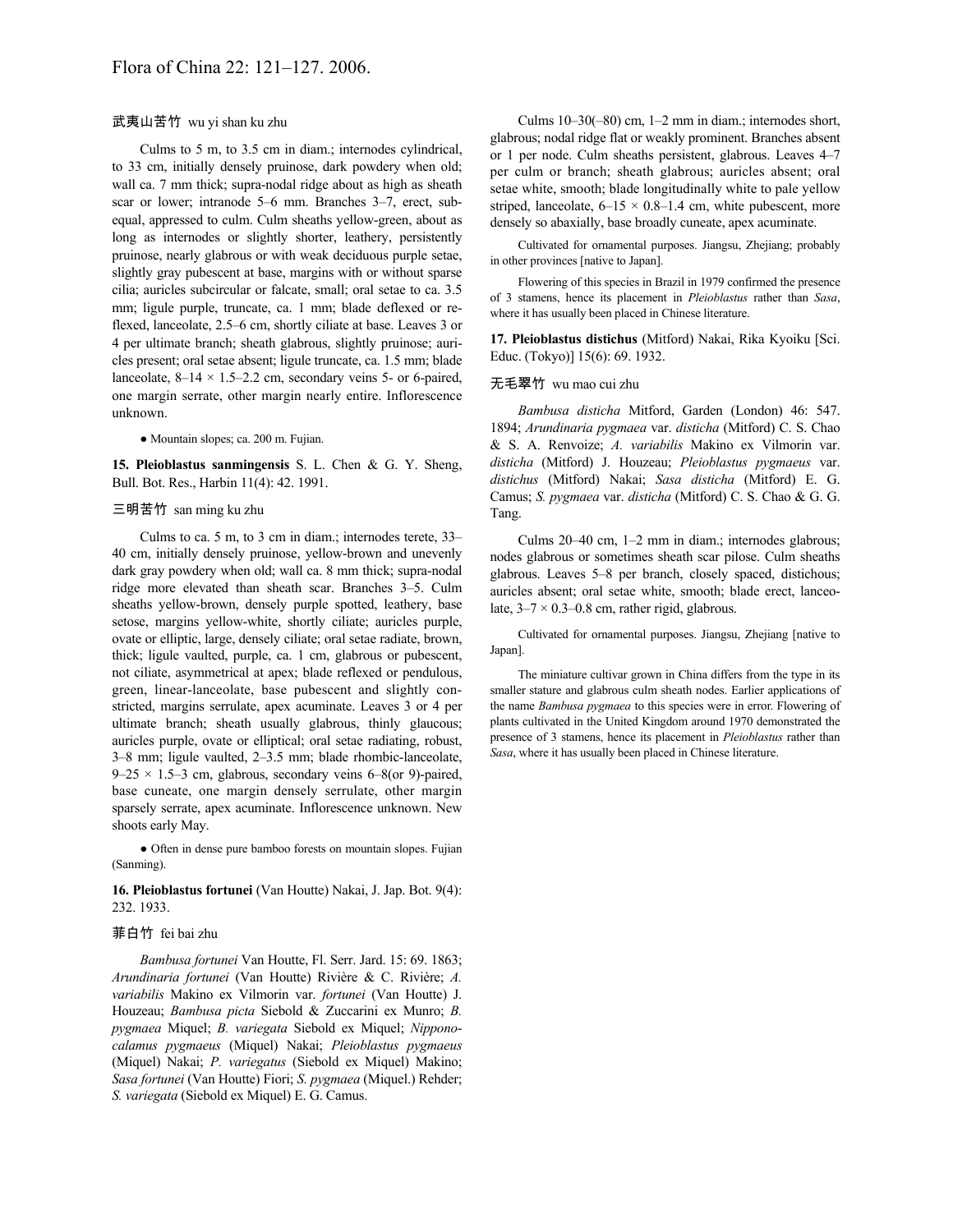武夷山苦竹 wu yi shan ku zhu

Culms to 5 m, to 3.5 cm in diam.; internodes cylindrical, to 33 cm, initially densely pruinose, dark powdery when old; wall ca. 7 mm thick; supra-nodal ridge about as high as sheath scar or lower; intranode 5–6 mm. Branches 3–7, erect, subequal, appressed to culm. Culm sheaths yellow-green, about as long as internodes or slightly shorter, leathery, persistently pruinose, nearly glabrous or with weak deciduous purple setae, slightly gray pubescent at base, margins with or without sparse cilia; auricles subcircular or falcate, small; oral setae to ca. 3.5 mm; ligule purple, truncate, ca. 1 mm; blade deflexed or reflexed, lanceolate, 2.5–6 cm, shortly ciliate at base. Leaves 3 or 4 per ultimate branch; sheath glabrous, slightly pruinose; auricles present; oral setae absent; ligule truncate, ca. 1.5 mm; blade lanceolate, 8–14 × 1.5–2.2 cm, secondary veins 5- or 6-paired, one margin serrate, other margin nearly entire. Inflorescence unknown.

● Mountain slopes; ca. 200 m. Fujian.

**15. Pleioblastus sanmingensis** S. L. Chen & G. Y. Sheng, Bull. Bot. Res., Harbin 11(4): 42. 1991.

三明苦竹 san ming ku zhu

Culms to ca. 5 m, to 3 cm in diam.; internodes terete, 33–40 cm, initially densely pruinose, yellow-brown and unevenly dark gray powdery when old; wall ca. 8 mm thick; supra-nodal ridge more elevated than sheath scar. Branches 3–5. Culm sheaths yellow-brown, densely purple spotted, leathery, base setose, margins yellow-white, shortly ciliate; auricles purple, ovate or elliptic, large, densely ciliate; oral setae radiate, brown, thick; ligule vaulted, purple, ca. 1 cm, glabrous or pubescent, not ciliate, asymmetrical at apex; blade reflexed or pendulous, green, linear-lanceolate, base pubescent and slightly constricted, margins serrulate, apex acuminate. Leaves 3 or 4 per ultimate branch; sheath usually glabrous, thinly glaucous; auricles purple, ovate or elliptical; oral setae radiating, robust, 3–8 mm; ligule vaulted, 2–3.5 mm; blade rhombic-lanceolate, 9–25 × 1.5–3 cm, glabrous, secondary veins 6–8(or 9)-paired, base cuneate, one margin densely serrulate, other margin sparsely serrate, apex acuminate. Inflorescence unknown. New shoots early May.

● Often in dense pure bamboo forests on mountain slopes. Fujian (Sanming).

**16. Pleioblastus fortunei** (Van Houtte) Nakai, J. Jap. Bot. 9(4): 232. 1933.

菲白竹 fei bai zhu

*Bambusa fortunei* Van Houtte, Fl. Serr. Jard. 15: 69. 1863; *Arundinaria fortunei* (Van Houtte) Rivière & C. Rivière; *A. variabilis* Makino ex Vilmorin var. *fortunei* (Van Houtte) J. Houzeau; *Bambusa picta* Siebold & Zuccarini ex Munro; *B. pygmaea* Miquel; *B. variegata* Siebold ex Miquel; *Nipponocalamus pygmaeus* (Miquel) Nakai; *Pleioblastus pygmaeus* (Miquel) Nakai; *P. variegatus* (Siebold ex Miquel) Makino; *Sasa fortunei* (Van Houtte) Fiori; *S. pygmaea* (Miquel.) Rehder; *S. variegata* (Siebold ex Miquel) E. G. Camus.

Culms 10–30(–80) cm, 1–2 mm in diam.; internodes short, glabrous; nodal ridge flat or weakly prominent. Branches absent or 1 per node. Culm sheaths persistent, glabrous. Leaves 4–7 per culm or branch; sheath glabrous; auricles absent; oral setae white, smooth; blade longitudinally white to pale yellow striped, lanceolate, 6–15 × 0.8–1.4 cm, white pubescent, more densely so abaxially, base broadly cuneate, apex acuminate.

Cultivated for ornamental purposes. Jiangsu, Zhejiang; probably in other provinces [native to Japan].

Flowering of this species in Brazil in 1979 confirmed the presence of 3 stamens, hence its placement in *Pleioblastus* rather than *Sasa*, where it has usually been placed in Chinese literature.

**17. Pleioblastus distichus** (Mitford) Nakai, Rika Kyoiku [Sci. Educ. (Tokyo)] 15(6): 69. 1932.

无毛翠竹 wu mao cui zhu

*Bambusa disticha* Mitford, Garden (London) 46: 547. 1894; *Arundinaria pygmaea* var. *disticha* (Mitford) C. S. Chao & S. A. Renvoize; *A. variabilis* Makino ex Vilmorin var. *disticha* (Mitford) J. Houzeau; *Pleioblastus pygmaeus* var. *distichus* (Mitford) Nakai; *Sasa disticha* (Mitford) E. G. Camus; *S. pygmaea* var. *disticha* (Mitford) C. S. Chao & G. G. Tang.

Culms 20–40 cm, 1–2 mm in diam.; internodes glabrous; nodes glabrous or sometimes sheath scar pilose. Culm sheaths glabrous. Leaves 5–8 per branch, closely spaced, distichous; auricles absent; oral setae white, smooth; blade erect, lanceolate, 3–7 × 0.3–0.8 cm, rather rigid, glabrous.

Cultivated for ornamental purposes. Jiangsu, Zhejiang [native to Japan].

The miniature cultivar grown in China differs from the type in its smaller stature and glabrous culm sheath nodes. Earlier applications of the name *Bambusa pygmaea* to this species were in error. Flowering of plants cultivated in the United Kingdom around 1970 demonstrated the presence of 3 stamens, hence its placement in *Pleioblastus* rather than *Sasa*, where it has usually been placed in Chinese literature.